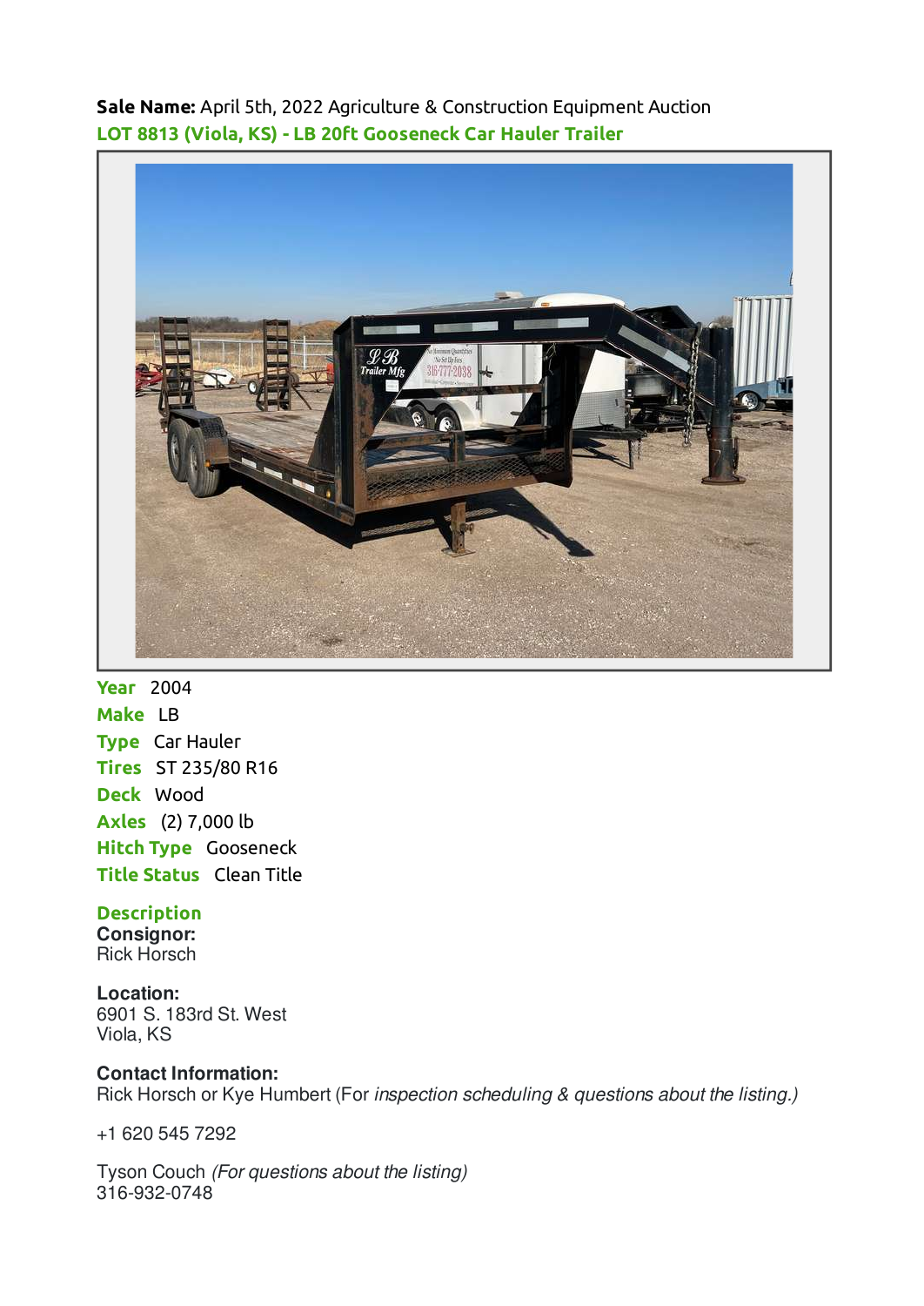**Sale Name:** April 5th, 2022 Agriculture & Construction Equipment Auction

## LOT 8813 (Viola, KS) - LB 20ft Gooseneck Car Hauler Trailer

**Year** 2004

**Make** LB

**Type** Car Hauler

**Tires** ST 235/80 R16

**Deck** Wood

**Axles** (2) 7,000 lb

**Hitch Type** Gooseneck

**Title Status** Clean Title

### Description

**Consignor:**
Rick Horsch

**Location:**
6901 S. 183rd St. West
Viola, KS

**Contact Information:**
Rick Horsch or Kye Humbert (For *inspection scheduling & questions about the listing.)*

+1 620 545 7292

Tyson Couch *(For questions about the listing)*
316-932-0748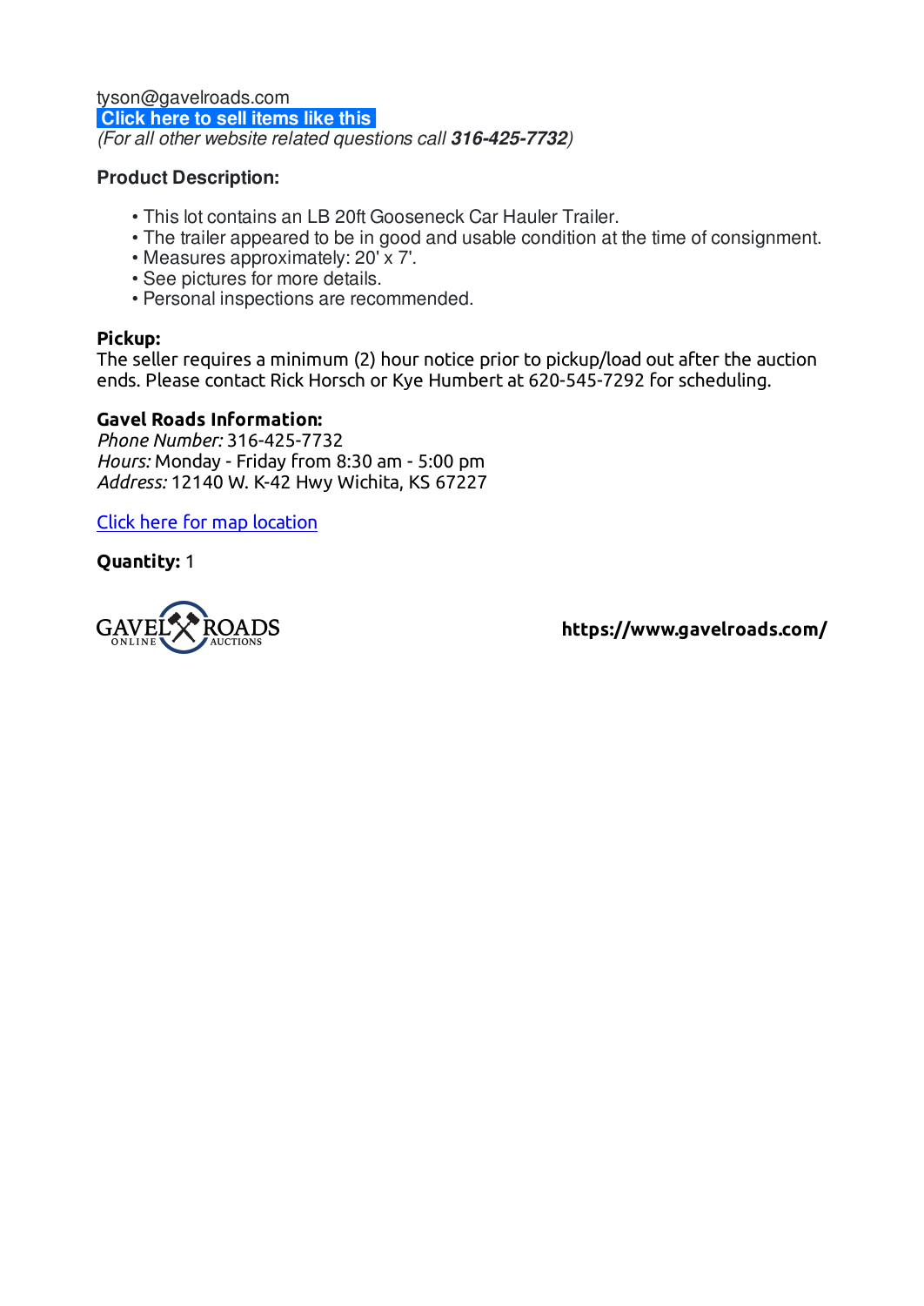tyson@gavelroads.com
Click here to sell items like this
*(For all other website related questions call **316-425-7732**)*

**Product Description:**

- This lot contains an LB 20ft Gooseneck Car Hauler Trailer.
- The trailer appeared to be in good and usable condition at the time of consignment.
- Measures approximately: 20' x 7'.
- See pictures for more details.
- Personal inspections are recommended.

**Pickup:**
The seller requires a minimum (2) hour notice prior to pickup/load out after the auction ends. Please contact Rick Horsch or Kye Humbert at 620-545-7292 for scheduling.

**Gavel Roads Information:**
*Phone Number:* 316-425-7732
*Hours:* Monday - Friday from 8:30 am - 5:00 pm
*Address:* 12140 W. K-42 Hwy Wichita, KS 67227

Click here for map location

**Quantity:** 1

GAVEL ROADS ONLINE AUCTIONS

**https://www.gavelroads.com/**